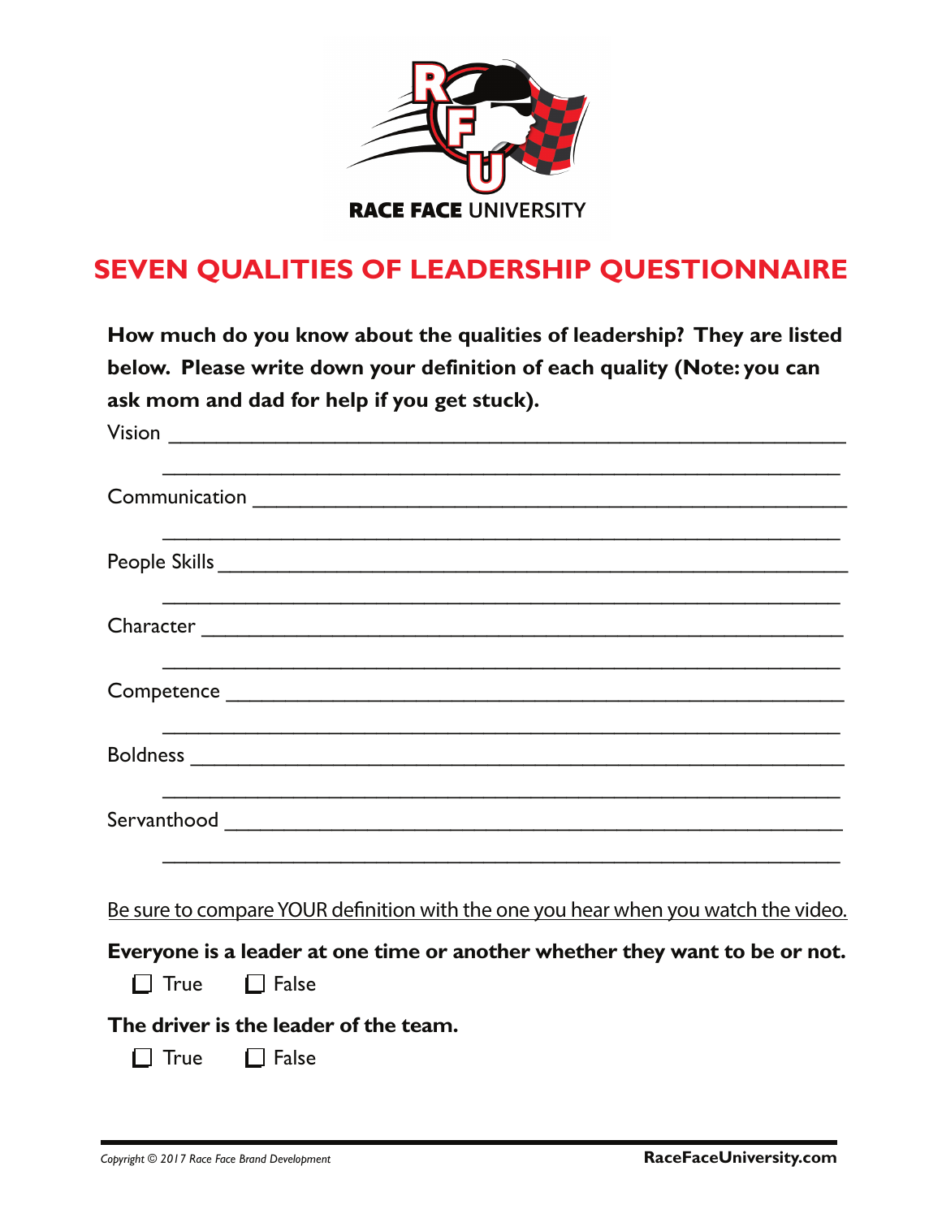RACE FACE UNIVERSITY

# SEVEN QUALITIES OF LEADERSHIP QUESTIONNAIRE

**How much do you know about the qualities of leadership? They are listed below. Please write down your definition of each quality (Note: you can ask mom and dad for help if you get stuck).**

Vision ______________________________________________

______________________________________________

Communication ______________________________________________

______________________________________________

People Skills ______________________________________________

______________________________________________

Character ______________________________________________

______________________________________________

Competence ______________________________________________

______________________________________________

Boldness ______________________________________________

______________________________________________

Servanthood ______________________________________________

______________________________________________

<u>Be sure to compare YOUR definition with the one you hear when you watch the video.</u>

**Everyone is a leader at one time or another whether they want to be or not.**

☐ True ☐ False

**The driver is the leader of the team.**

☐ True ☐ False

*Copyright © 2017 Race Face Brand Development*

**RaceFaceUniversity.com**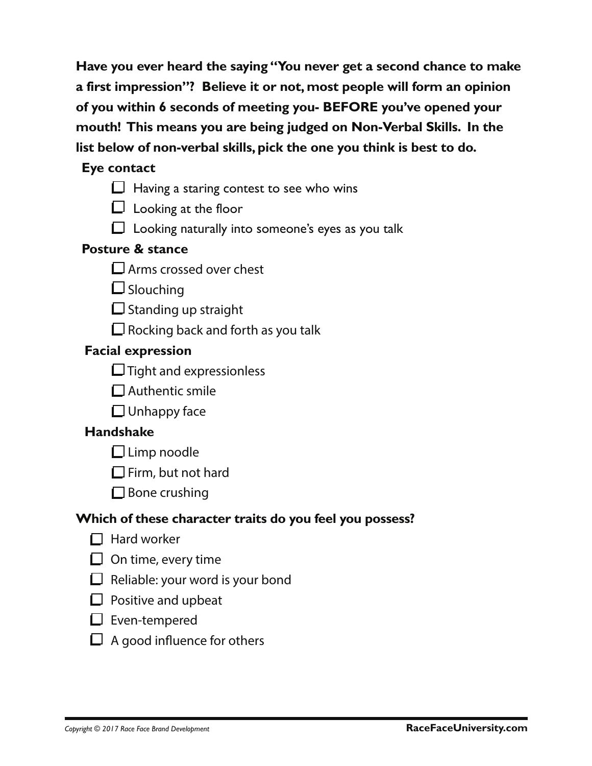**Have you ever heard the saying "You never get a second chance to make a first impression"? Believe it or not, most people will form an opinion of you within 6 seconds of meeting you- BEFORE you've opened your mouth! This means you are being judged on Non-Verbal Skills. In the list below of non-verbal skills, pick the one you think is best to do.**

**Eye contact**

- [ ] Having a staring contest to see who wins
- [ ] Looking at the floor
- [ ] Looking naturally into someone's eyes as you talk

**Posture & stance**

- [ ] Arms crossed over chest
- [ ] Slouching
- [ ] Standing up straight
- [ ] Rocking back and forth as you talk

**Facial expression**

- [ ] Tight and expressionless
- [ ] Authentic smile
- [ ] Unhappy face

**Handshake**

- [ ] Limp noodle
- [ ] Firm, but not hard
- [ ] Bone crushing

**Which of these character traits do you feel you possess?**

- [ ] Hard worker
- [ ] On time, every time
- [ ] Reliable: your word is your bond
- [ ] Positive and upbeat
- [ ] Even-tempered
- [ ] A good influence for others

*Copyright © 2017 Race Face Brand Development* **RaceFaceUniversity.com**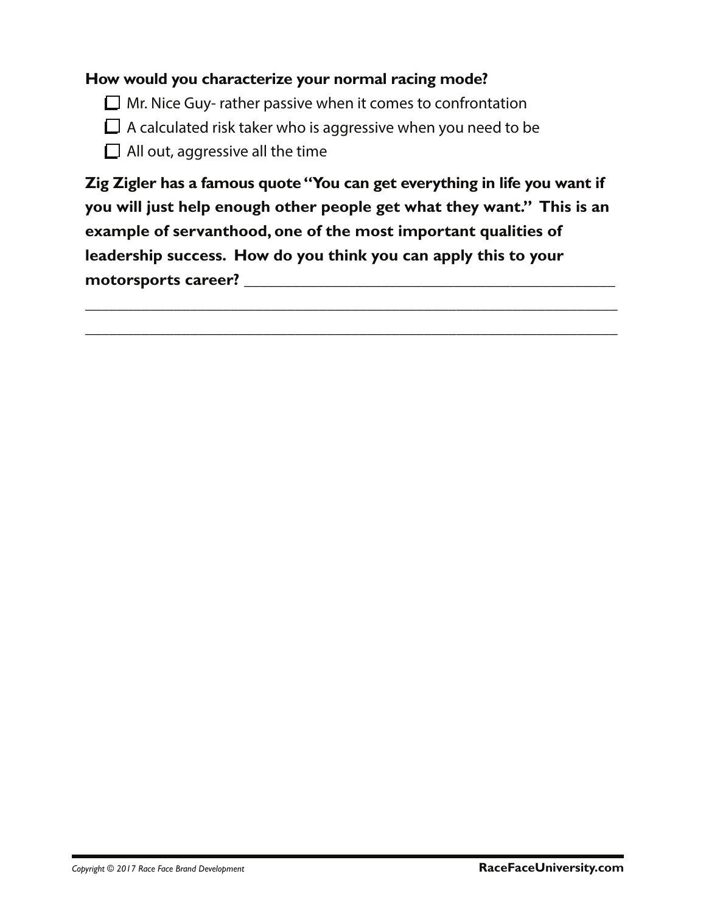**How would you characterize your normal racing mode?**

- ☐ Mr. Nice Guy- rather passive when it comes to confrontation
- ☐ A calculated risk taker who is aggressive when you need to be
- ☐ All out, aggressive all the time

**Zig Zigler has a famous quote "You can get everything in life you want if you will just help enough other people get what they want." This is an example of servanthood, one of the most important qualities of leadership success. How do you think you can apply this to your motorsports career?** ______________________________________________

________________________________________________________________

________________________________________________________________